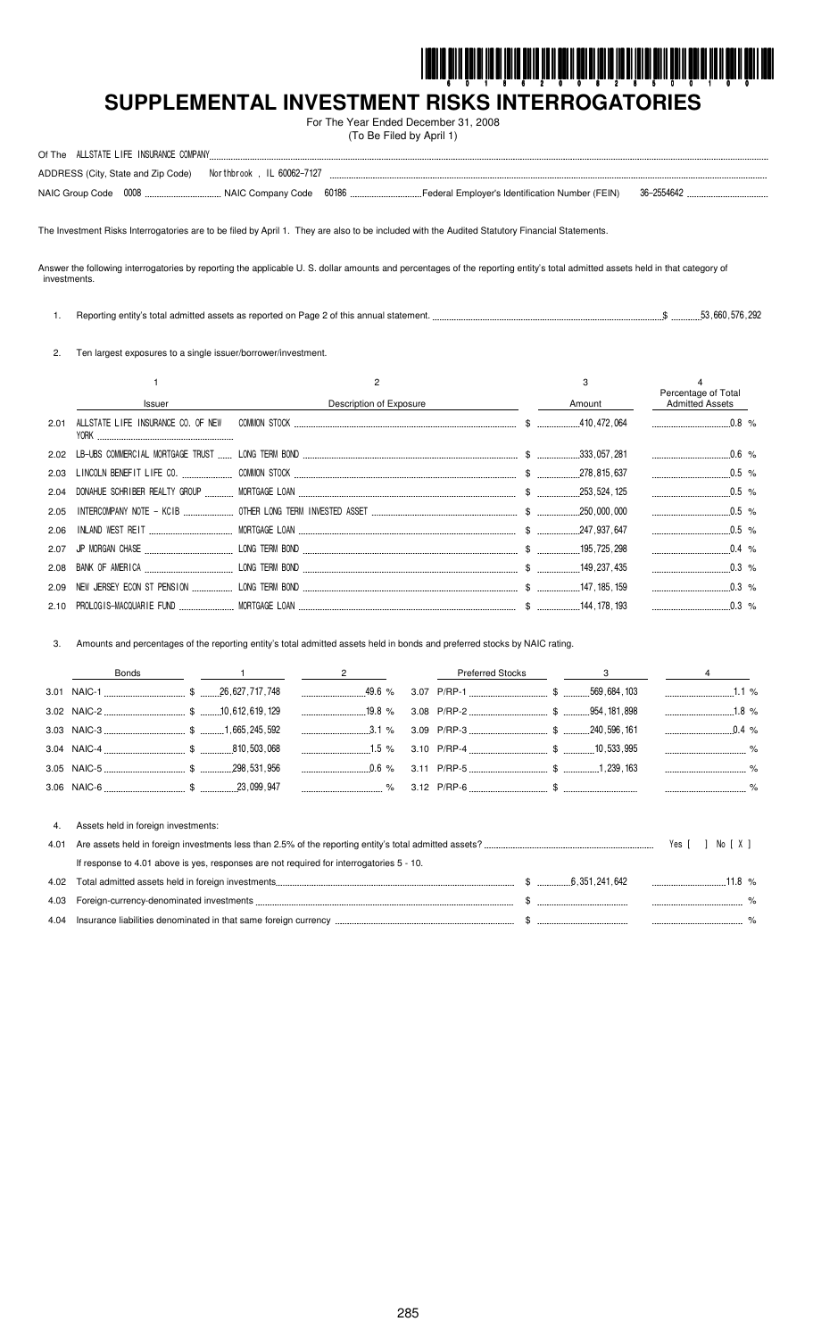# SUPPLEMENTAL INVESTMENT RISKS INTERROGATORIES

For The Year Ended December 31, 2008
(To Be Filed by April 1)

Of The ALLSTATE LIFE INSURANCE COMPANY

ADDRESS (City, State and Zip Code) Northbrook , IL 60062-7127

NAIC Group Code 0008 NAIC Company Code 60186 Federal Employer's Identification Number (FEIN) 36-2554642

The Investment Risks Interrogatories are to be filed by April 1. They are also to be included with the Audited Statutory Financial Statements.

Answer the following interrogatories by reporting the applicable U. S. dollar amounts and percentages of the reporting entity's total admitted assets held in that category of investments.

1. Reporting entity's total admitted assets as reported on Page 2 of this annual statement. $ 53,660,576,292

2. Ten largest exposures to a single issuer/borrower/investment.

| | 1 | 2 | 3 | 4 |
|---|---|---|---|---|
| | Issuer | Description of Exposure | Amount | Percentage of Total Admitted Assets |
| 2.01 | ALLSTATE LIFE INSURANCE CO. OF NEW YORK | COMMON STOCK | $ 410,472,064 | 0.8 % |
| 2.02 | LB-UBS COMMERCIAL MORTGAGE TRUST | LONG TERM BOND | $ 333,057,281 | 0.6 % |
| 2.03 | LINCOLN BENEFIT LIFE CO. | COMMON STOCK | $ 278,815,637 | 0.5 % |
| 2.04 | DONAHUE SCHRIBER REALTY GROUP | MORTGAGE LOAN | $ 253,524,125 | 0.5 % |
| 2.05 | INTERCOMPANY NOTE - KCIB | OTHER LONG TERM INVESTED ASSET | $ 250,000,000 | 0.5 % |
| 2.06 | INLAND WEST REIT | MORTGAGE LOAN | $ 247,937,647 | 0.5 % |
| 2.07 | JP MORGAN CHASE | LONG TERM BOND | $ 195,725,298 | 0.4 % |
| 2.08 | BANK OF AMERICA | LONG TERM BOND | $ 149,237,435 | 0.3 % |
| 2.09 | NEW JERSEY ECON ST PENSION | LONG TERM BOND | $ 147,185,159 | 0.3 % |
| 2.10 | PROLOGIS-MACQUARIE FUND | MORTGAGE LOAN | $ 144,178,193 | 0.3 % |

3. Amounts and percentages of the reporting entity's total admitted assets held in bonds and preferred stocks by NAIC rating.

| Bonds | 1 | 2 | Preferred Stocks | 3 | 4 |
|---|---|---|---|---|---|
| 3.01 NAIC-1 | $ 26,627,717,748 | 49.6 % | 3.07 P/RP-1 | $ 569,684,103 | 1.1 % |
| 3.02 NAIC-2 | $ 10,612,619,129 | 19.8 % | 3.08 P/RP-2 | $ 954,181,898 | 1.8 % |
| 3.03 NAIC-3 | $ 1,665,245,592 | 3.1 % | 3.09 P/RP-3 | $ 240,596,161 | 0.4 % |
| 3.04 NAIC-4 | $ 810,503,068 | 1.5 % | 3.10 P/RP-4 | $ 10,533,995 | % |
| 3.05 NAIC-5 | $ 298,531,956 | 0.6 % | 3.11 P/RP-5 | $ 1,239,163 | % |
| 3.06 NAIC-6 | $ 23,099,947 | % | 3.12 P/RP-6 | $ | % |

4. Assets held in foreign investments:

4.01 Are assets held in foreign investments less than 2.5% of the reporting entity's total admitted assets? Yes [ ] No [ X ]

If response to 4.01 above is yes, responses are not required for interrogatories 5 - 10.

| | | | |
|---|---|---|---|
| 4.02 | Total admitted assets held in foreign investments | $ 6,351,241,642 | 11.8 % |
| 4.03 | Foreign-currency-denominated investments | $ | % |
| 4.04 | Insurance liabilities denominated in that same foreign currency | $ | % |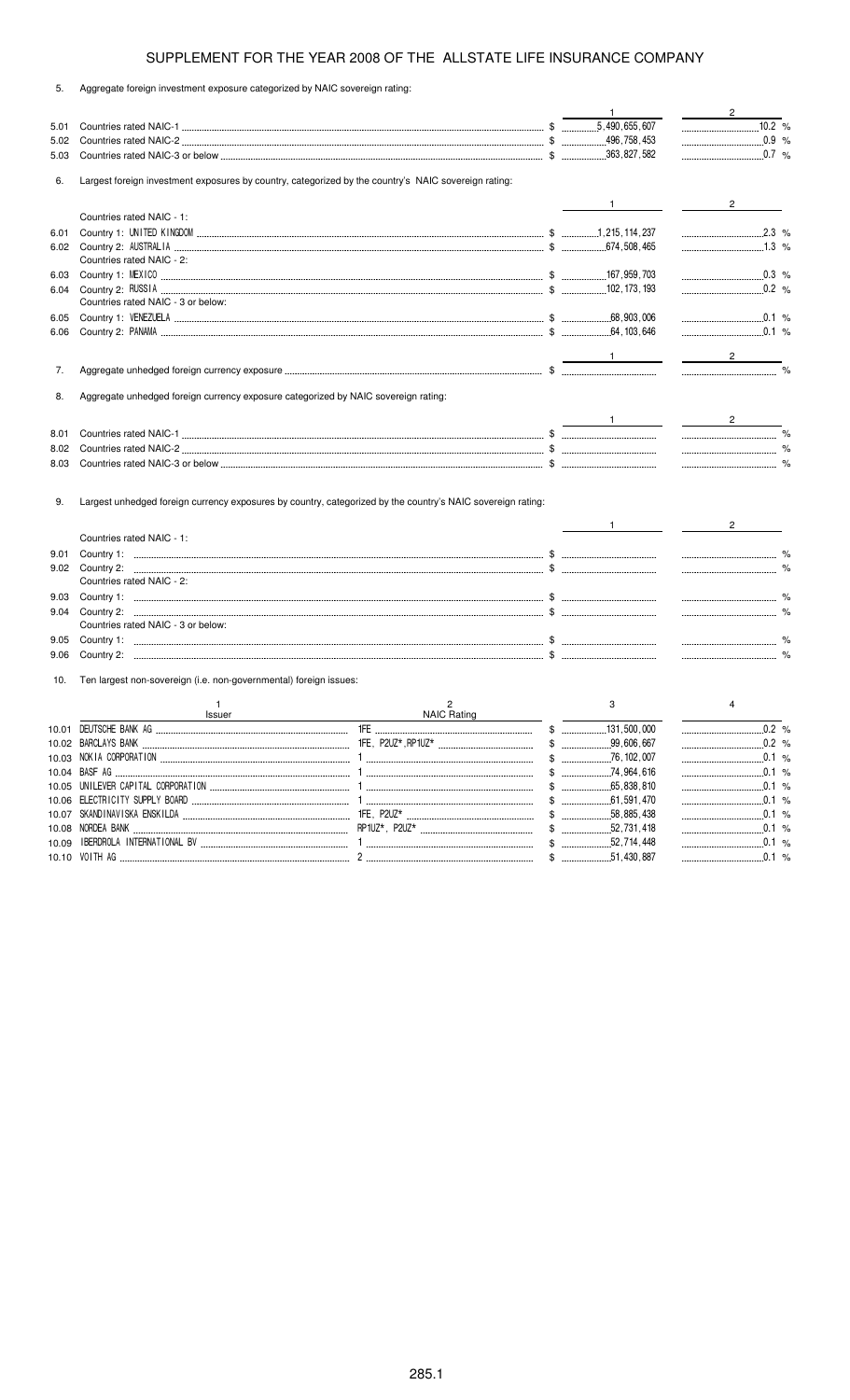# SUPPLEMENT FOR THE YEAR 2008 OF THE ALLSTATE LIFE INSURANCE COMPANY

5. Aggregate foreign investment exposure categorized by NAIC sovereign rating:

| | | 1 | 2 |
|---|---|---|---|
| 5.01 | Countries rated NAIC-1 | $ 5,490,655,607 | 10.2 % |
| 5.02 | Countries rated NAIC-2 | $ 496,758,453 | 0.9 % |
| 5.03 | Countries rated NAIC-3 or below | $ 363,827,582 | 0.7 % |

6. Largest foreign investment exposures by country, categorized by the country's NAIC sovereign rating:

| | | 1 | 2 |
|---|---|---|---|
| | Countries rated NAIC - 1: | | |
| 6.01 | Country 1: UNITED KINGDOM | $ 1,215,114,237 | 2.3 % |
| 6.02 | Country 2: AUSTRALIA | $ 674,508,465 | 1.3 % |
| | Countries rated NAIC - 2: | | |
| 6.03 | Country 1: MEXICO | $ 167,959,703 | 0.3 % |
| 6.04 | Country 2: RUSSIA | $ 102,173,193 | 0.2 % |
| | Countries rated NAIC - 3 or below: | | |
| 6.05 | Country 1: VENEZUELA | $ 68,903,006 | 0.1 % |
| 6.06 | Country 2: PANAMA | $ 64,103,646 | 0.1 % |

| | | 1 | 2 |
|---|---|---|---|
| 7. | Aggregate unhedged foreign currency exposure | $ | % |

8. Aggregate unhedged foreign currency exposure categorized by NAIC sovereign rating:

| | | 1 | 2 |
|---|---|---|---|
| 8.01 | Countries rated NAIC-1 | $ | % |
| 8.02 | Countries rated NAIC-2 | $ | % |
| 8.03 | Countries rated NAIC-3 or below | $ | % |

9. Largest unhedged foreign currency exposures by country, categorized by the country's NAIC sovereign rating:

| | | 1 | 2 |
|---|---|---|---|
| | Countries rated NAIC - 1: | | |
| 9.01 | Country 1: | $ | % |
| 9.02 | Country 2: | $ | % |
| | Countries rated NAIC - 2: | | |
| 9.03 | Country 1: | $ | % |
| 9.04 | Country 2: | $ | % |
| | Countries rated NAIC - 3 or below: | | |
| 9.05 | Country 1: | $ | % |
| 9.06 | Country 2: | $ | % |

10. Ten largest non-sovereign (i.e. non-governmental) foreign issues:

| | 1<br>Issuer | 2<br>NAIC Rating | 3 | 4 |
|---|---|---|---|---|
| 10.01 | DEUTSCHE BANK AG | 1FE | $ 131,500,000 | 0.2 % |
| 10.02 | BARCLAYS BANK | 1FE, P2UZ*,RP1UZ* | $ 99,606,667 | 0.2 % |
| 10.03 | NOKIA CORPORATION | 1 | $ 76,102,007 | 0.1 % |
| 10.04 | BASF AG | 1 | $ 74,964,616 | 0.1 % |
| 10.05 | UNILEVER CAPITAL CORPORATION | 1 | $ 65,838,810 | 0.1 % |
| 10.06 | ELECTRICITY SUPPLY BOARD | 1 | $ 61,591,470 | 0.1 % |
| 10.07 | SKANDINAVISKA ENSKILDA | 1FE, P2UZ* | $ 58,885,438 | 0.1 % |
| 10.08 | NORDEA BANK | RP1UZ*, P2UZ* | $ 52,731,418 | 0.1 % |
| 10.09 | IBERDROLA INTERNATIONAL BV | 1 | $ 52,714,448 | 0.1 % |
| 10.10 | VOITH AG | 2 | $ 51,430,887 | 0.1 % |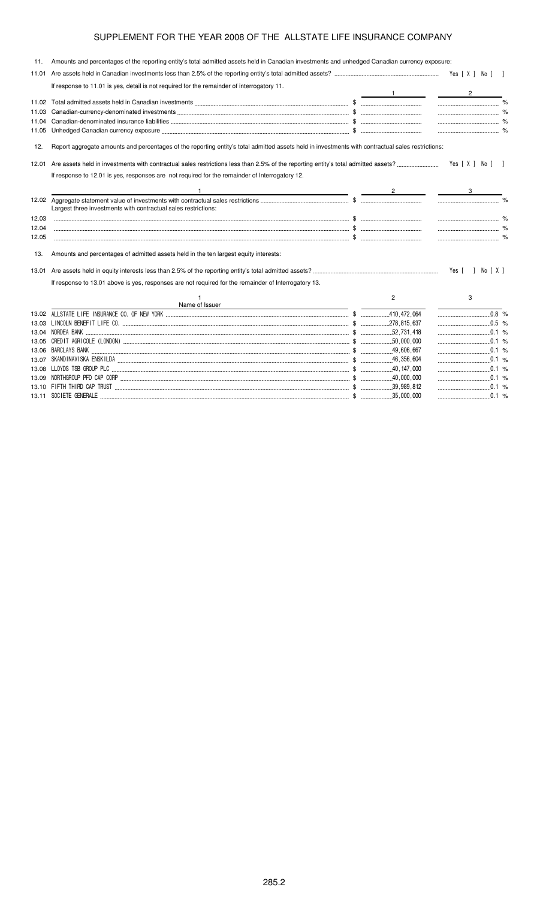# SUPPLEMENT FOR THE YEAR 2008 OF THE ALLSTATE LIFE INSURANCE COMPANY

11. Amounts and percentages of the reporting entity's total admitted assets held in Canadian investments and unhedged Canadian currency exposure:

11.01 Are assets held in Canadian investments less than 2.5% of the reporting entity's total admitted assets? Yes [ X ] No [ ]

If response to 11.01 is yes, detail is not required for the remainder of interrogatory 11.

| | | 1 | 2 |
|---|---|---|---|
| 11.02 | Total admitted assets held in Canadian investments | $ | % |
| 11.03 | Canadian-currency-denominated investments | $ | % |
| 11.04 | Canadian-denominated insurance liabilities | $ | % |
| 11.05 | Unhedged Canadian currency exposure | $ | % |

12. Report aggregate amounts and percentages of the reporting entity's total admitted assets held in investments with contractual sales restrictions:

12.01 Are assets held in investments with contractual sales restrictions less than 2.5% of the reporting entity's total admitted assets? Yes [ X ] No [ ]

If response to 12.01 is yes, responses are not required for the remainder of Interrogatory 12.

| | 1 | 2 | 3 |
|---|---|---|---|
| 12.02 | Aggregate statement value of investments with contractual sales restrictions | $ | % |
| | Largest three investments with contractual sales restrictions: | | |
| 12.03 | | $ | % |
| 12.04 | | $ | % |
| 12.05 | | $ | % |

13. Amounts and percentages of admitted assets held in the ten largest equity interests:

13.01 Are assets held in equity interests less than 2.5% of the reporting entity's total admitted assets? Yes [ ] No [ X ]

If response to 13.01 above is yes, responses are not required for the remainder of Interrogatory 13.

| | 1<br>Name of Issuer | 2 | 3 |
|---|---|---|---|
| 13.02 | ALLSTATE LIFE INSURANCE CO. OF NEW YORK | $ 410,472,064 | 0.8 % |
| 13.03 | LINCOLN BENEFIT LIFE CO. | $ 278,815,637 | 0.5 % |
| 13.04 | NORDEA BANK | $ 52,731,418 | 0.1 % |
| 13.05 | CREDIT AGRICOLE (LONDON) | $ 50,000,000 | 0.1 % |
| 13.06 | BARCLAYS BANK | $ 49,606,667 | 0.1 % |
| 13.07 | SKANDINAVISKA ENSKILDA | $ 46,356,604 | 0.1 % |
| 13.08 | LLOYDS TSB GROUP PLC | $ 40,147,000 | 0.1 % |
| 13.09 | NORTHGROUP PFD CAP CORP | $ 40,000,000 | 0.1 % |
| 13.10 | FIFTH THIRD CAP TRUST | $ 39,989,812 | 0.1 % |
| 13.11 | SOCIETE GENERALE | $ 35,000,000 | 0.1 % |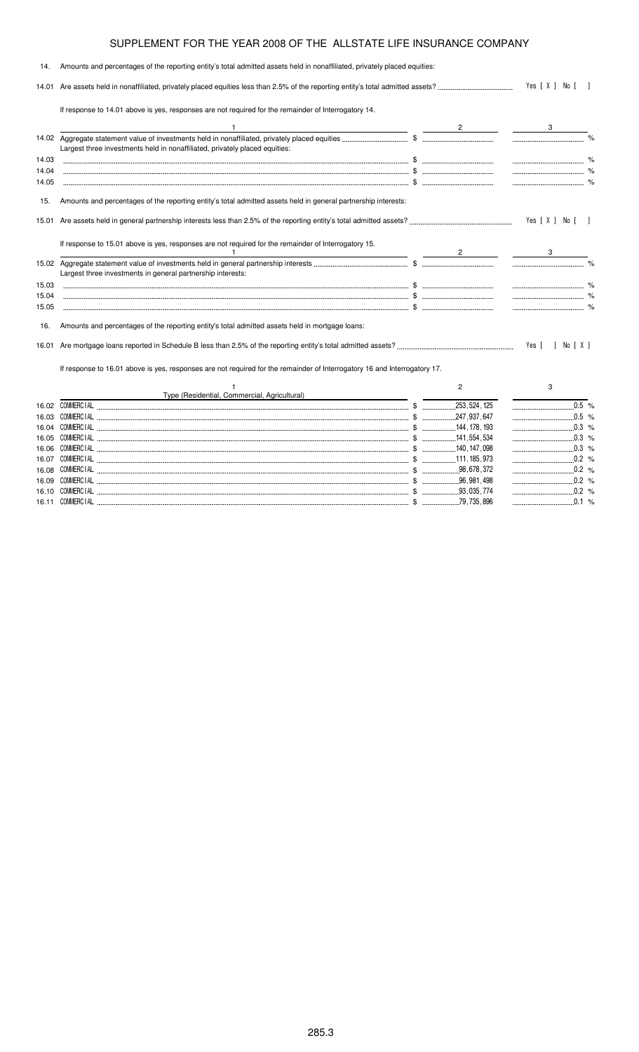# SUPPLEMENT FOR THE YEAR 2008 OF THE ALLSTATE LIFE INSURANCE COMPANY

14. Amounts and percentages of the reporting entity's total admitted assets held in nonaffiliated, privately placed equities:

14.01 Are assets held in nonaffiliated, privately placed equities less than 2.5% of the reporting entity's total admitted assets? Yes [ X ] No [ ]

If response to 14.01 above is yes, responses are not required for the remainder of Interrogatory 14.

| | 1 | 2 | 3 |
|---|---|---|---|
| 14.02 | Aggregate statement value of investments held in nonaffiliated, privately placed equities | $ | % |
| | Largest three investments held in nonaffiliated, privately placed equities: | | |
| 14.03 | | $ | % |
| 14.04 | | $ | % |
| 14.05 | | $ | % |

15. Amounts and percentages of the reporting entity's total admitted assets held in general partnership interests:

15.01 Are assets held in general partnership interests less than 2.5% of the reporting entity's total admitted assets? Yes [ X ] No [ ]

If response to 15.01 above is yes, responses are not required for the remainder of Interrogatory 15.

| | 1 | 2 | 3 |
|---|---|---|---|
| 15.02 | Aggregate statement value of investments held in general partnership interests | $ | % |
| | Largest three investments in general partnership interests: | | |
| 15.03 | | $ | % |
| 15.04 | | $ | % |
| 15.05 | | $ | % |

16. Amounts and percentages of the reporting entity's total admitted assets held in mortgage loans:

16.01 Are mortgage loans reported in Schedule B less than 2.5% of the reporting entity's total admitted assets? Yes [ ] No [ X ]

If response to 16.01 above is yes, responses are not required for the remainder of Interrogatory 16 and Interrogatory 17.

| | 1<br>Type (Residential, Commercial, Agricultural) | 2 | 3 |
|---|---|---|---|
| 16.02 | COMMERCIAL | $ 253,524,125 | 0.5 % |
| 16.03 | COMMERCIAL | $ 247,937,647 | 0.5 % |
| 16.04 | COMMERCIAL | $ 144,178,193 | 0.3 % |
| 16.05 | COMMERCIAL | $ 141,554,534 | 0.3 % |
| 16.06 | COMMERCIAL | $ 140,147,098 | 0.3 % |
| 16.07 | COMMERCIAL | $ 111,185,973 | 0.2 % |
| 16.08 | COMMERCIAL | $ 98,678,372 | 0.2 % |
| 16.09 | COMMERCIAL | $ 96,981,498 | 0.2 % |
| 16.10 | COMMERCIAL | $ 93,035,774 | 0.2 % |
| 16.11 | COMMERCIAL | $ 79,735,896 | 0.1 % |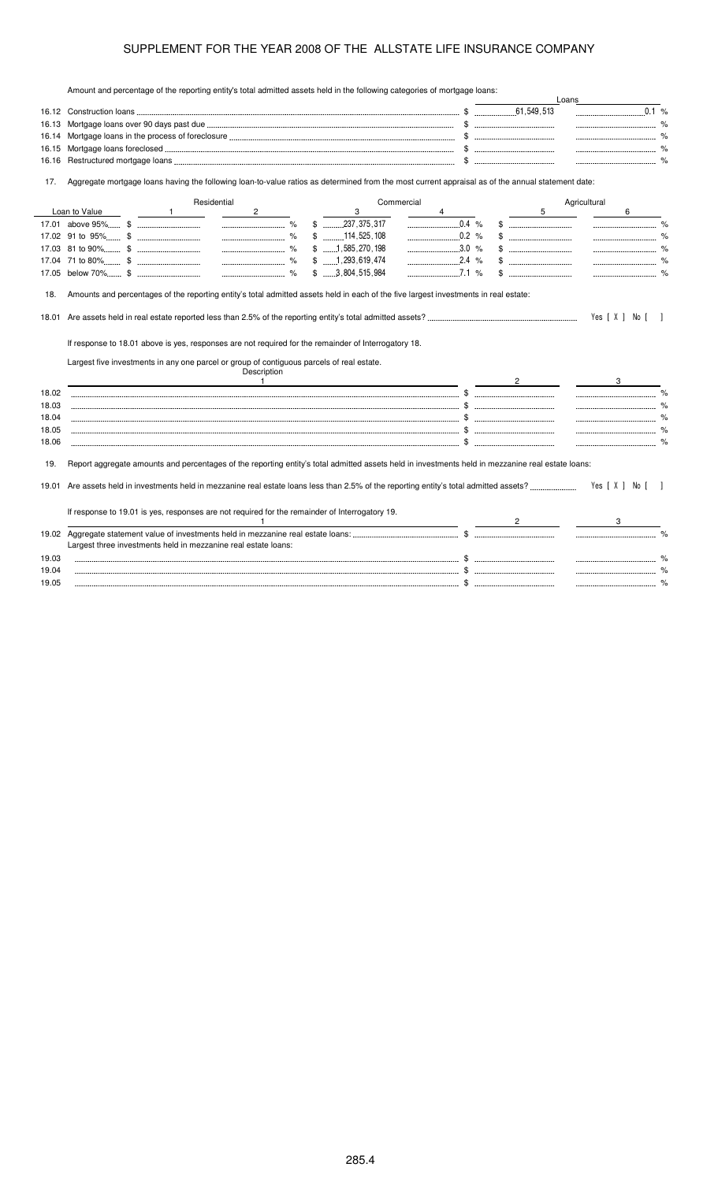# SUPPLEMENT FOR THE YEAR 2008 OF THE ALLSTATE LIFE INSURANCE COMPANY

Amount and percentage of the reporting entity's total admitted assets held in the following categories of mortgage loans:

| | | Loans | |
|---|---|---|---|
| 16.12 | Construction loans | $ 61,549,513 | 0.1 % |
| 16.13 | Mortgage loans over 90 days past due | $ | % |
| 16.14 | Mortgage loans in the process of foreclosure | $ | % |
| 16.15 | Mortgage loans foreclosed | $ | % |
| 16.16 | Restructured mortgage loans | $ | % |

17. Aggregate mortgage loans having the following loan-to-value ratios as determined from the most current appraisal as of the annual statement date:

| Loan to Value | Residential 1 | Residential 2 | Commercial 3 | Commercial 4 | Agricultural 5 | Agricultural 6 |
|---|---|---|---|---|---|---|
| 17.01 above 95% | $ | % | $ 237,375,317 | 0.4 % | $ | % |
| 17.02 91 to 95% | $ | % | $ 114,525,108 | 0.2 % | $ | % |
| 17.03 81 to 90% | $ | % | $ 1,585,270,198 | 3.0 % | $ | % |
| 17.04 71 to 80% | $ | % | $ 1,293,619,474 | 2.4 % | $ | % |
| 17.05 below 70% | $ | % | $ 3,804,515,984 | 7.1 % | $ | % |

18. Amounts and percentages of the reporting entity's total admitted assets held in each of the five largest investments in real estate:

18.01 Are assets held in real estate reported less than 2.5% of the reporting entity's total admitted assets? Yes [ X ] No [ ]

If response to 18.01 above is yes, responses are not required for the remainder of Interrogatory 18.

Largest five investments in any one parcel or group of contiguous parcels of real estate.

| | Description 1 | 2 | 3 |
|---|---|---|---|
| 18.02 | | $ | % |
| 18.03 | | $ | % |
| 18.04 | | $ | % |
| 18.05 | | $ | % |
| 18.06 | | $ | % |

19. Report aggregate amounts and percentages of the reporting entity's total admitted assets held in investments held in mezzanine real estate loans:

19.01 Are assets held in investments held in mezzanine real estate loans less than 2.5% of the reporting entity's total admitted assets? Yes [ X ] No [ ]

If response to 19.01 is yes, responses are not required for the remainder of Interrogatory 19.

| | 1 | 2 | 3 |
|---|---|---|---|
| 19.02 | Aggregate statement value of investments held in mezzanine real estate loans: | $ | % |
| | Largest three investments held in mezzanine real estate loans: | | |
| 19.03 | | $ | % |
| 19.04 | | $ | % |
| 19.05 | | $ | % |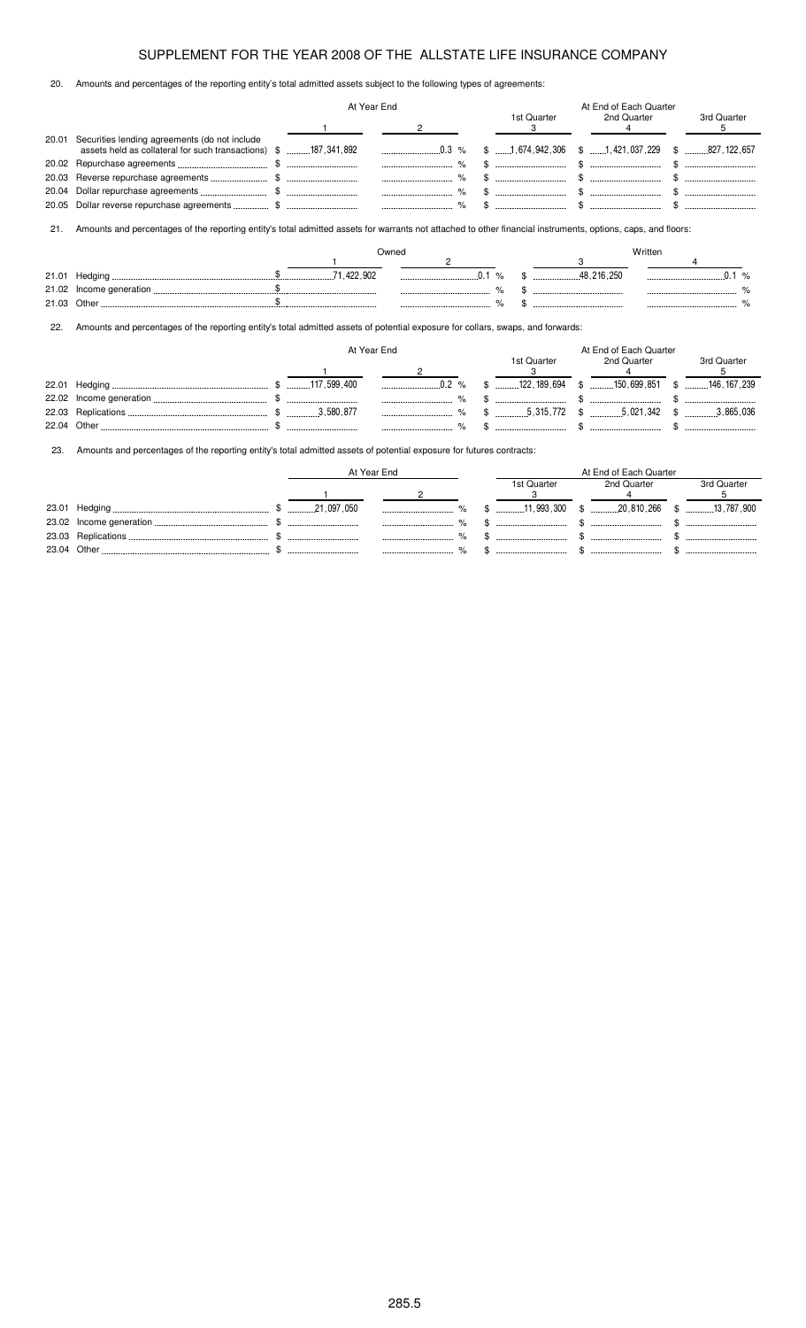# SUPPLEMENT FOR THE YEAR 2008 OF THE ALLSTATE LIFE INSURANCE COMPANY

20. Amounts and percentages of the reporting entity's total admitted assets subject to the following types of agreements:

| | At Year End 1 | At Year End 2 | At End of Each Quarter 1st Quarter 3 | At End of Each Quarter 2nd Quarter 4 | At End of Each Quarter 3rd Quarter 5 |
|---|---|---|---|---|---|
| 20.01 Securities lending agreements (do not include assets held as collateral for such transactions) | $ 187,341,892 | 0.3 % | $ 1,674,942,306 | $ 1,421,037,229 | $ 827,122,657 |
| 20.02 Repurchase agreements | $ | % | $ | $ | $ |
| 20.03 Reverse repurchase agreements | $ | % | $ | $ | $ |
| 20.04 Dollar repurchase agreements | $ | % | $ | $ | $ |
| 20.05 Dollar reverse repurchase agreements | $ | % | $ | $ | $ |

21. Amounts and percentages of the reporting entity's total admitted assets for warrants not attached to other financial instruments, options, caps, and floors:

| | Owned 1 | Owned 2 | Written 3 | Written 4 |
|---|---|---|---|---|
| 21.01 Hedging | $ 71,422,902 | 0.1 % | $ 48,216,250 | 0.1 % |
| 21.02 Income generation | $ | % | $ | % |
| 21.03 Other | $ | % | $ | % |

22. Amounts and percentages of the reporting entity's total admitted assets of potential exposure for collars, swaps, and forwards:

| | At Year End 1 | At Year End 2 | At End of Each Quarter 1st Quarter 3 | At End of Each Quarter 2nd Quarter 4 | At End of Each Quarter 3rd Quarter 5 |
|---|---|---|---|---|---|
| 22.01 Hedging | $ 117,599,400 | 0.2 % | $ 122,189,694 | $ 150,699,851 | $ 146,167,239 |
| 22.02 Income generation | $ | % | $ | $ | $ |
| 22.03 Replications | $ 3,580,877 | % | $ 5,315,772 | $ 5,021,342 | $ 3,865,036 |
| 22.04 Other | $ | % | $ | $ | $ |

23. Amounts and percentages of the reporting entity's total admitted assets of potential exposure for futures contracts:

| | At Year End 1 | At Year End 2 | At End of Each Quarter 1st Quarter 3 | At End of Each Quarter 2nd Quarter 4 | At End of Each Quarter 3rd Quarter 5 |
|---|---|---|---|---|---|
| 23.01 Hedging | $ 21,097,050 | % | $ 11,993,300 | $ 20,810,266 | $ 13,787,900 |
| 23.02 Income generation | $ | % | $ | $ | $ |
| 23.03 Replications | $ | % | $ | $ | $ |
| 23.04 Other | $ | % | $ | $ | $ |